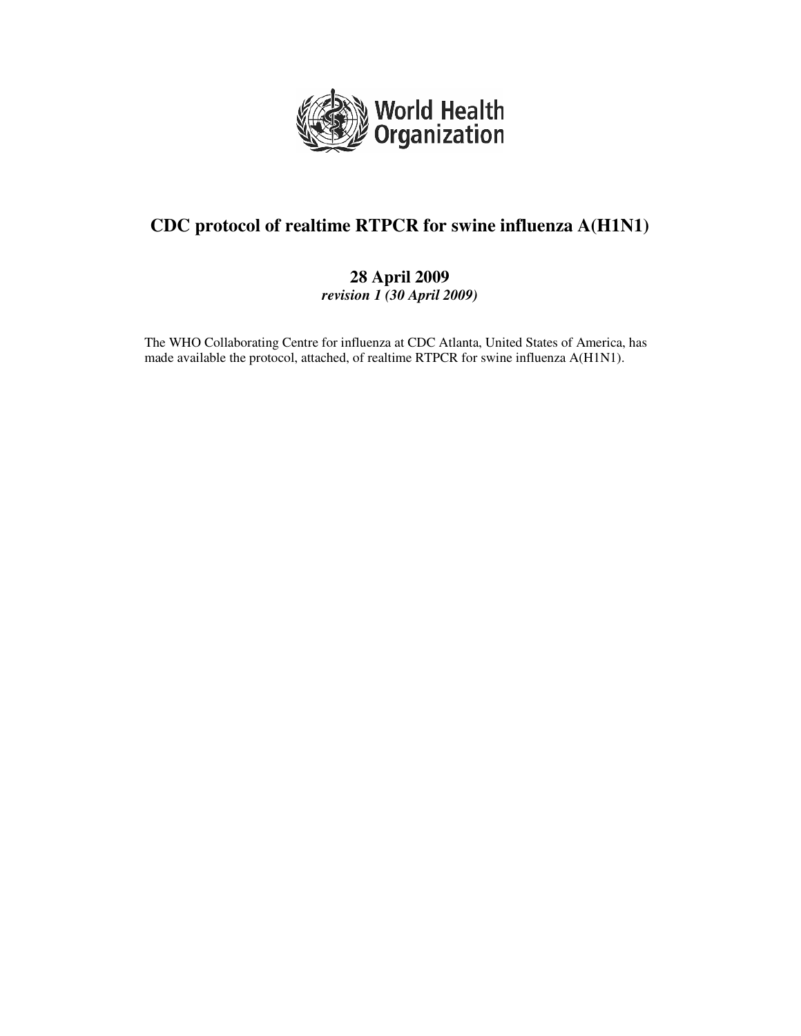World Health Organization

# CDC protocol of realtime RTPCR for swine influenza A(H1N1)

## 28 April 2009

***revision 1 (30 April 2009)***

The WHO Collaborating Centre for influenza at CDC Atlanta, United States of America, has made available the protocol, attached, of realtime RTPCR for swine influenza A(H1N1).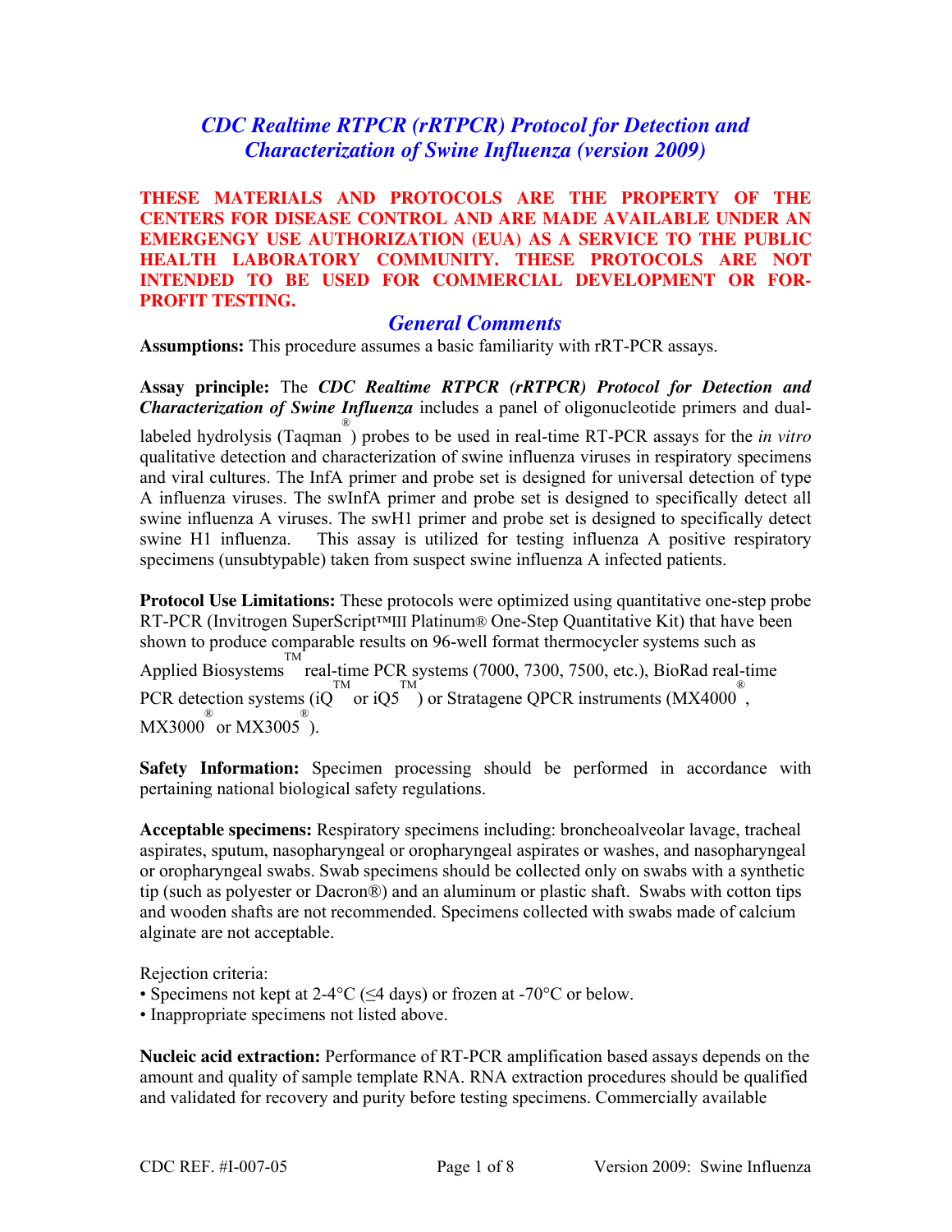# *CDC Realtime RTPCR (rRTPCR) Protocol for Detection and Characterization of Swine Influenza (version 2009)*

**THESE MATERIALS AND PROTOCOLS ARE THE PROPERTY OF THE CENTERS FOR DISEASE CONTROL AND ARE MADE AVAILABLE UNDER AN EMERGENGY USE AUTHORIZATION (EUA) AS A SERVICE TO THE PUBLIC HEALTH LABORATORY COMMUNITY. THESE PROTOCOLS ARE NOT INTENDED TO BE USED FOR COMMERCIAL DEVELOPMENT OR FOR-PROFIT TESTING.**

## *General Comments*

**Assumptions:** This procedure assumes a basic familiarity with rRT-PCR assays.

**Assay principle:** The ***CDC Realtime RTPCR (rRTPCR) Protocol for Detection and Characterization of Swine Influenza*** includes a panel of oligonucleotide primers and dual-labeled hydrolysis (Taqman®) probes to be used in real-time RT-PCR assays for the *in vitro* qualitative detection and characterization of swine influenza viruses in respiratory specimens and viral cultures. The InfA primer and probe set is designed for universal detection of type A influenza viruses. The swInfA primer and probe set is designed to specifically detect all swine influenza A viruses. The swH1 primer and probe set is designed to specifically detect swine H1 influenza. This assay is utilized for testing influenza A positive respiratory specimens (unsubtypable) taken from suspect swine influenza A infected patients.

**Protocol Use Limitations:** These protocols were optimized using quantitative one-step probe RT-PCR (Invitrogen SuperScript™III Platinum® One-Step Quantitative Kit) that have been shown to produce comparable results on 96-well format thermocycler systems such as Applied Biosystems™ real-time PCR systems (7000, 7300, 7500, etc.), BioRad real-time PCR detection systems (iQ™ or iQ5™) or Stratagene QPCR instruments (MX4000®, MX3000® or MX3005®).

**Safety Information:** Specimen processing should be performed in accordance with pertaining national biological safety regulations.

**Acceptable specimens:** Respiratory specimens including: broncheoalveolar lavage, tracheal aspirates, sputum, nasopharyngeal or oropharyngeal aspirates or washes, and nasopharyngeal or oropharyngeal swabs. Swab specimens should be collected only on swabs with a synthetic tip (such as polyester or Dacron®) and an aluminum or plastic shaft. Swabs with cotton tips and wooden shafts are not recommended. Specimens collected with swabs made of calcium alginate are not acceptable.

Rejection criteria:

- Specimens not kept at 2-4°C (≤4 days) or frozen at -70°C or below.
- Inappropriate specimens not listed above.

**Nucleic acid extraction:** Performance of RT-PCR amplification based assays depends on the amount and quality of sample template RNA. RNA extraction procedures should be qualified and validated for recovery and purity before testing specimens. Commercially available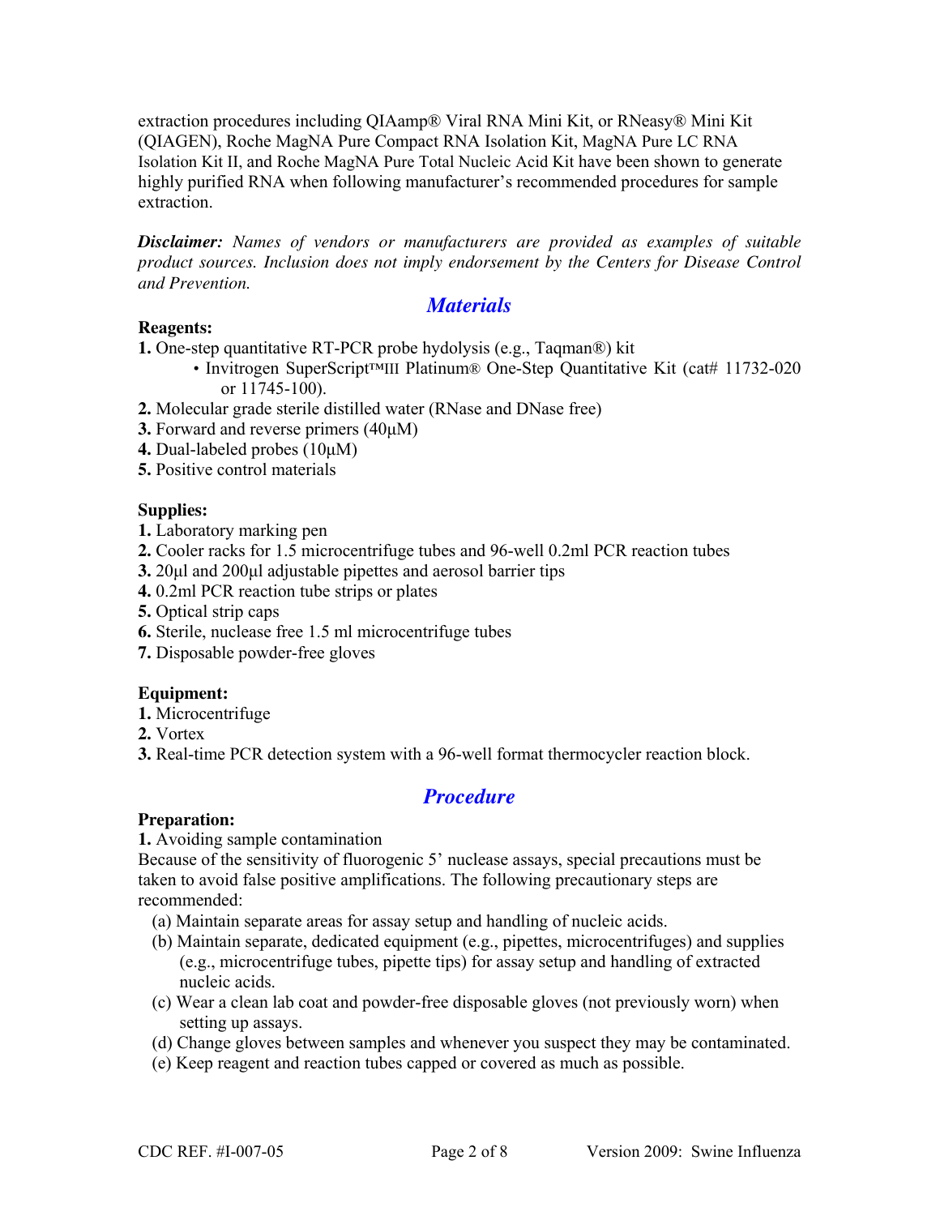extraction procedures including QIAamp® Viral RNA Mini Kit, or RNeasy® Mini Kit (QIAGEN), Roche MagNA Pure Compact RNA Isolation Kit, MagNA Pure LC RNA Isolation Kit II, and Roche MagNA Pure Total Nucleic Acid Kit have been shown to generate highly purified RNA when following manufacturer's recommended procedures for sample extraction.

***Disclaimer:*** *Names of vendors or manufacturers are provided as examples of suitable product sources. Inclusion does not imply endorsement by the Centers for Disease Control and Prevention.*

## *Materials*

**Reagents:**

**1.** One-step quantitative RT-PCR probe hydrolysis (e.g., Taqman®) kit
- Invitrogen SuperScript™III Platinum® One-Step Quantitative Kit (cat# 11732-020 or 11745-100).

**2.** Molecular grade sterile distilled water (RNase and DNase free)
**3.** Forward and reverse primers (40µM)
**4.** Dual-labeled probes (10µM)
**5.** Positive control materials

**Supplies:**

**1.** Laboratory marking pen
**2.** Cooler racks for 1.5 microcentrifuge tubes and 96-well 0.2ml PCR reaction tubes
**3.** 20µl and 200µl adjustable pipettes and aerosol barrier tips
**4.** 0.2ml PCR reaction tube strips or plates
**5.** Optical strip caps
**6.** Sterile, nuclease free 1.5 ml microcentrifuge tubes
**7.** Disposable powder-free gloves

**Equipment:**

**1.** Microcentrifuge
**2.** Vortex
**3.** Real-time PCR detection system with a 96-well format thermocycler reaction block.

## *Procedure*

**Preparation:**

**1.** Avoiding sample contamination

Because of the sensitivity of fluorogenic 5' nuclease assays, special precautions must be taken to avoid false positive amplifications. The following precautionary steps are recommended:

(a) Maintain separate areas for assay setup and handling of nucleic acids.
(b) Maintain separate, dedicated equipment (e.g., pipettes, microcentrifuges) and supplies (e.g., microcentrifuge tubes, pipette tips) for assay setup and handling of extracted nucleic acids.
(c) Wear a clean lab coat and powder-free disposable gloves (not previously worn) when setting up assays.
(d) Change gloves between samples and whenever you suspect they may be contaminated.
(e) Keep reagent and reaction tubes capped or covered as much as possible.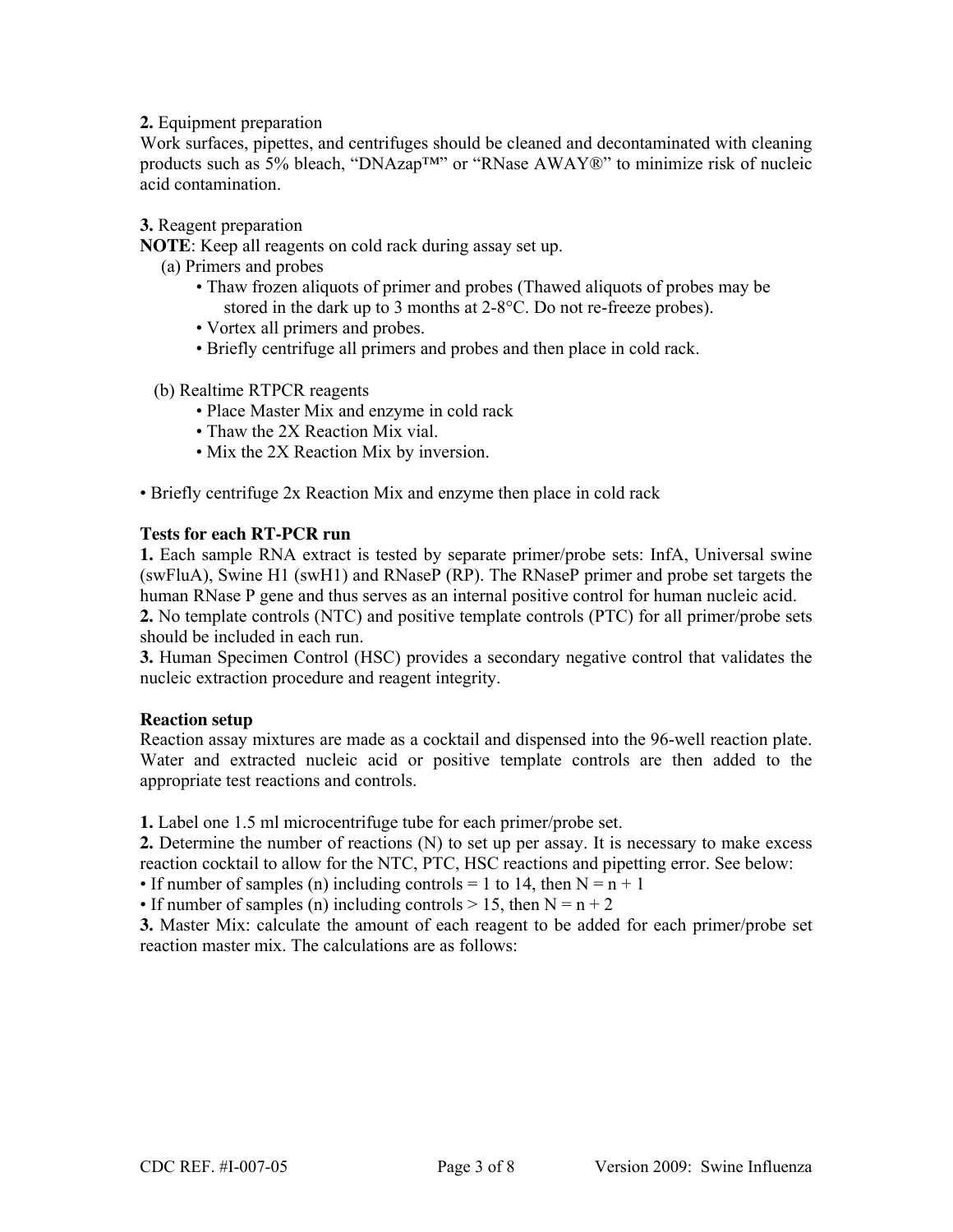**2.** Equipment preparation
Work surfaces, pipettes, and centrifuges should be cleaned and decontaminated with cleaning products such as 5% bleach, "DNAzap™" or "RNase AWAY®" to minimize risk of nucleic acid contamination.

**3.** Reagent preparation
**NOTE**: Keep all reagents on cold rack during assay set up.

(a) Primers and probes

- Thaw frozen aliquots of primer and probes (Thawed aliquots of probes may be stored in the dark up to 3 months at 2-8°C. Do not re-freeze probes).
- Vortex all primers and probes.
- Briefly centrifuge all primers and probes and then place in cold rack.

(b) Realtime RTPCR reagents

- Place Master Mix and enzyme in cold rack
- Thaw the 2X Reaction Mix vial.
- Mix the 2X Reaction Mix by inversion.

• Briefly centrifuge 2x Reaction Mix and enzyme then place in cold rack

**Tests for each RT-PCR run**

**1.** Each sample RNA extract is tested by separate primer/probe sets: InfA, Universal swine (swFluA), Swine H1 (swH1) and RNaseP (RP). The RNaseP primer and probe set targets the human RNase P gene and thus serves as an internal positive control for human nucleic acid.
**2.** No template controls (NTC) and positive template controls (PTC) for all primer/probe sets should be included in each run.
**3.** Human Specimen Control (HSC) provides a secondary negative control that validates the nucleic extraction procedure and reagent integrity.

**Reaction setup**

Reaction assay mixtures are made as a cocktail and dispensed into the 96-well reaction plate. Water and extracted nucleic acid or positive template controls are then added to the appropriate test reactions and controls.

**1.** Label one 1.5 ml microcentrifuge tube for each primer/probe set.
**2.** Determine the number of reactions (N) to set up per assay. It is necessary to make excess reaction cocktail to allow for the NTC, PTC, HSC reactions and pipetting error. See below:
• If number of samples (n) including controls = 1 to 14, then N = n + 1
• If number of samples (n) including controls > 15, then N = n + 2
**3.** Master Mix: calculate the amount of each reagent to be added for each primer/probe set reaction master mix. The calculations are as follows: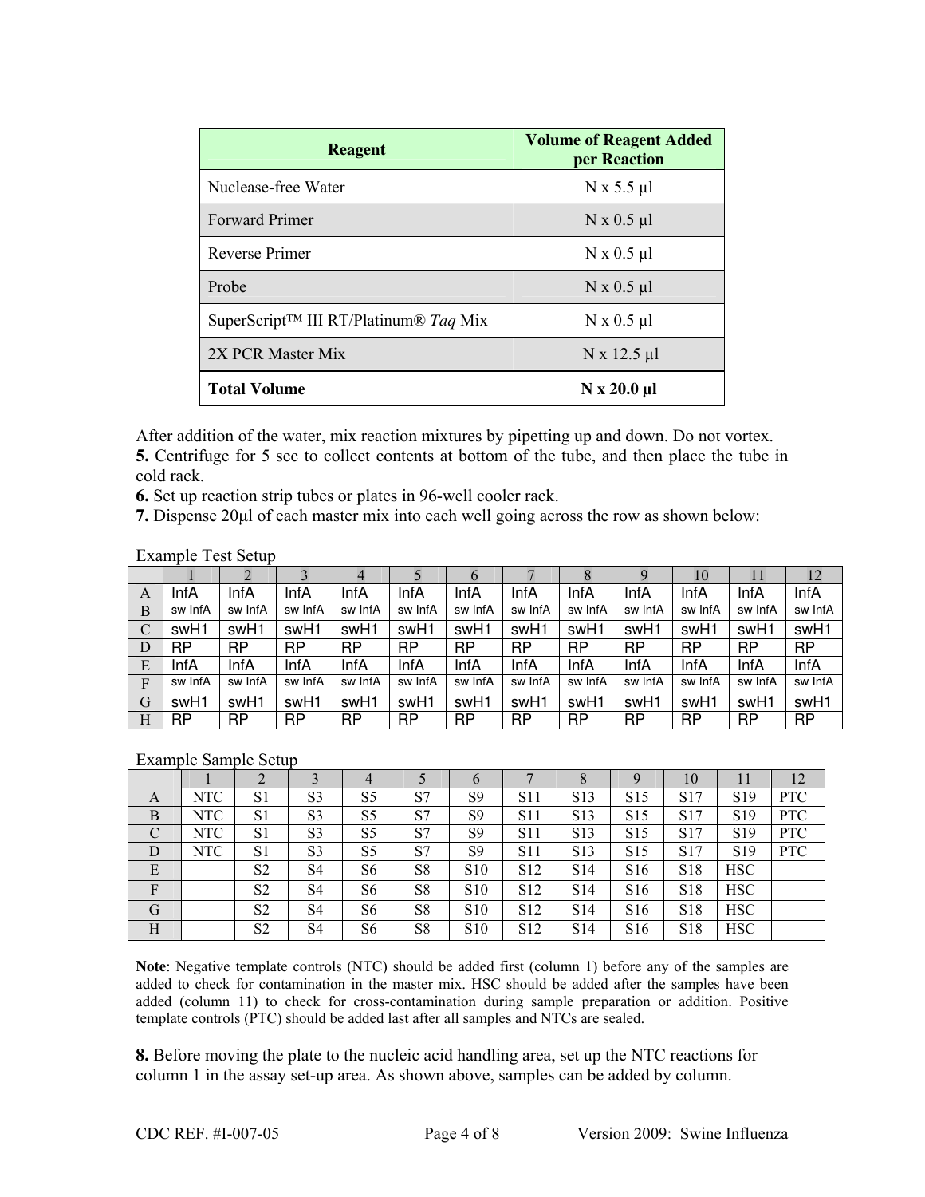| Reagent | Volume of Reagent Added per Reaction |
|---|---|
| Nuclease-free Water | N x 5.5 µl |
| Forward Primer | N x 0.5 µl |
| Reverse Primer | N x 0.5 µl |
| Probe | N x 0.5 µl |
| SuperScript™ III RT/Platinum® *Taq* Mix | N x 0.5 µl |
| 2X PCR Master Mix | N x 12.5 µl |
| **Total Volume** | **N x 20.0 µl** |

After addition of the water, mix reaction mixtures by pipetting up and down. Do not vortex.

**5.** Centrifuge for 5 sec to collect contents at bottom of the tube, and then place the tube in cold rack.

**6.** Set up reaction strip tubes or plates in 96-well cooler rack.

**7.** Dispense 20µl of each master mix into each well going across the row as shown below:

Example Test Setup

| | 1 | 2 | 3 | 4 | 5 | 6 | 7 | 8 | 9 | 10 | 11 | 12 |
|---|---|---|---|---|---|---|---|---|---|---|---|---|
| A | InfA | InfA | InfA | InfA | InfA | InfA | InfA | InfA | InfA | InfA | InfA | InfA |
| B | sw InfA | sw InfA | sw InfA | sw InfA | sw InfA | sw InfA | sw InfA | sw InfA | sw InfA | sw InfA | sw InfA | sw InfA |
| C | swH1 | swH1 | swH1 | swH1 | swH1 | swH1 | swH1 | swH1 | swH1 | swH1 | swH1 | swH1 |
| D | RP | RP | RP | RP | RP | RP | RP | RP | RP | RP | RP | RP |
| E | InfA | InfA | InfA | InfA | InfA | InfA | InfA | InfA | InfA | InfA | InfA | InfA |
| F | sw InfA | sw InfA | sw InfA | sw InfA | sw InfA | sw InfA | sw InfA | sw InfA | sw InfA | sw InfA | sw InfA | sw InfA |
| G | swH1 | swH1 | swH1 | swH1 | swH1 | swH1 | swH1 | swH1 | swH1 | swH1 | swH1 | swH1 |
| H | RP | RP | RP | RP | RP | RP | RP | RP | RP | RP | RP | RP |

Example Sample Setup

| | 1 | 2 | 3 | 4 | 5 | 6 | 7 | 8 | 9 | 10 | 11 | 12 |
|---|---|---|---|---|---|---|---|---|---|---|---|---|
| A | NTC | S1 | S3 | S5 | S7 | S9 | S11 | S13 | S15 | S17 | S19 | PTC |
| B | NTC | S1 | S3 | S5 | S7 | S9 | S11 | S13 | S15 | S17 | S19 | PTC |
| C | NTC | S1 | S3 | S5 | S7 | S9 | S11 | S13 | S15 | S17 | S19 | PTC |
| D | NTC | S1 | S3 | S5 | S7 | S9 | S11 | S13 | S15 | S17 | S19 | PTC |
| E | | S2 | S4 | S6 | S8 | S10 | S12 | S14 | S16 | S18 | HSC | |
| F | | S2 | S4 | S6 | S8 | S10 | S12 | S14 | S16 | S18 | HSC | |
| G | | S2 | S4 | S6 | S8 | S10 | S12 | S14 | S16 | S18 | HSC | |
| H | | S2 | S4 | S6 | S8 | S10 | S12 | S14 | S16 | S18 | HSC | |

**Note**: Negative template controls (NTC) should be added first (column 1) before any of the samples are added to check for contamination in the master mix. HSC should be added after the samples have been added (column 11) to check for cross-contamination during sample preparation or addition. Positive template controls (PTC) should be added last after all samples and NTCs are sealed.

**8.** Before moving the plate to the nucleic acid handling area, set up the NTC reactions for column 1 in the assay set-up area. As shown above, samples can be added by column.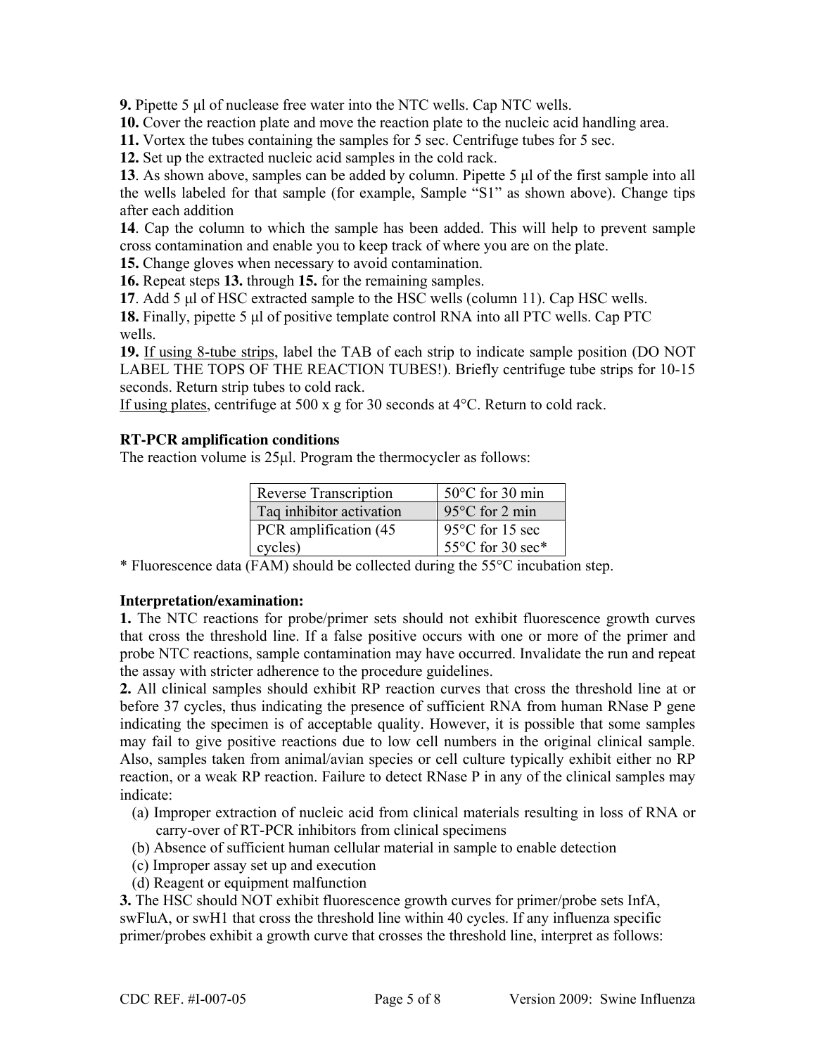**9.** Pipette 5 µl of nuclease free water into the NTC wells. Cap NTC wells.
**10.** Cover the reaction plate and move the reaction plate to the nucleic acid handling area.
**11.** Vortex the tubes containing the samples for 5 sec. Centrifuge tubes for 5 sec.
**12.** Set up the extracted nucleic acid samples in the cold rack.
**13**. As shown above, samples can be added by column. Pipette 5 µl of the first sample into all the wells labeled for that sample (for example, Sample "S1" as shown above). Change tips after each addition
**14**. Cap the column to which the sample has been added. This will help to prevent sample cross contamination and enable you to keep track of where you are on the plate.
**15.** Change gloves when necessary to avoid contamination.
**16.** Repeat steps **13.** through **15.** for the remaining samples.
**17**. Add 5 µl of HSC extracted sample to the HSC wells (column 11). Cap HSC wells.
**18.** Finally, pipette 5 µl of positive template control RNA into all PTC wells. Cap PTC wells.
**19.** If using 8-tube strips, label the TAB of each strip to indicate sample position (DO NOT LABEL THE TOPS OF THE REACTION TUBES!). Briefly centrifuge tube strips for 10-15 seconds. Return strip tubes to cold rack.
If using plates, centrifuge at 500 x g for 30 seconds at 4°C. Return to cold rack.

**RT-PCR amplification conditions**

The reaction volume is 25µl. Program the thermocycler as follows:

| Reverse Transcription | 50°C for 30 min |
|---|---|
| Taq inhibitor activation | 95°C for 2 min |
| PCR amplification (45 cycles) | 95°C for 15 sec<br>55°C for 30 sec* |

\* Fluorescence data (FAM) should be collected during the 55°C incubation step.

**Interpretation/examination:**

**1.** The NTC reactions for probe/primer sets should not exhibit fluorescence growth curves that cross the threshold line. If a false positive occurs with one or more of the primer and probe NTC reactions, sample contamination may have occurred. Invalidate the run and repeat the assay with stricter adherence to the procedure guidelines.

**2.** All clinical samples should exhibit RP reaction curves that cross the threshold line at or before 37 cycles, thus indicating the presence of sufficient RNA from human RNase P gene indicating the specimen is of acceptable quality. However, it is possible that some samples may fail to give positive reactions due to low cell numbers in the original clinical sample. Also, samples taken from animal/avian species or cell culture typically exhibit either no RP reaction, or a weak RP reaction. Failure to detect RNase P in any of the clinical samples may indicate:

(a) Improper extraction of nucleic acid from clinical materials resulting in loss of RNA or carry-over of RT-PCR inhibitors from clinical specimens
(b) Absence of sufficient human cellular material in sample to enable detection
(c) Improper assay set up and execution
(d) Reagent or equipment malfunction

**3.** The HSC should NOT exhibit fluorescence growth curves for primer/probe sets InfA, swFluA, or swH1 that cross the threshold line within 40 cycles. If any influenza specific primer/probes exhibit a growth curve that crosses the threshold line, interpret as follows: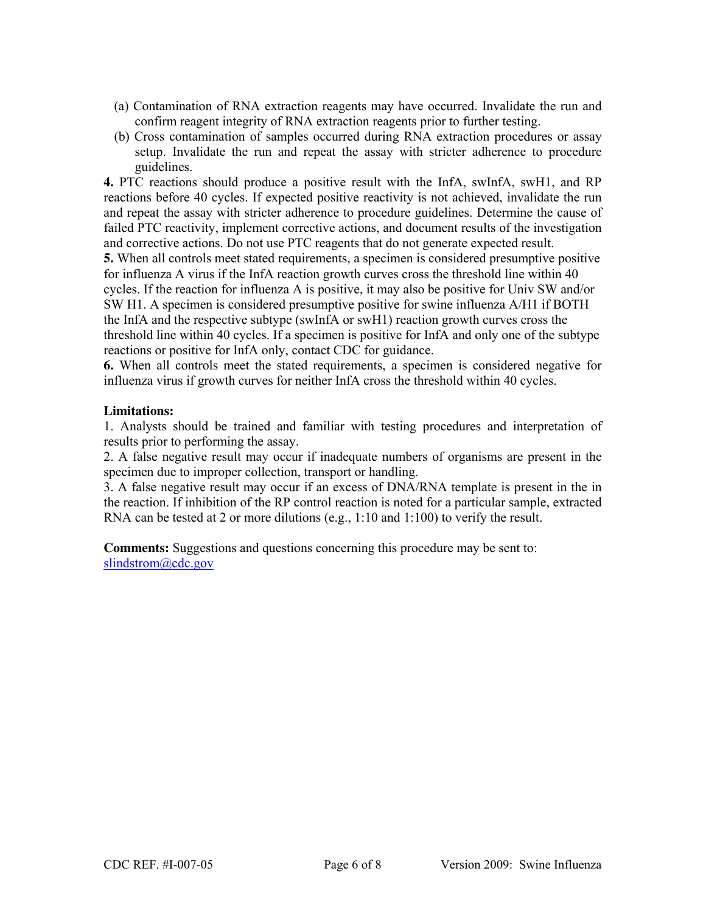(a) Contamination of RNA extraction reagents may have occurred. Invalidate the run and confirm reagent integrity of RNA extraction reagents prior to further testing.

(b) Cross contamination of samples occurred during RNA extraction procedures or assay setup. Invalidate the run and repeat the assay with stricter adherence to procedure guidelines.

**4.** PTC reactions should produce a positive result with the InfA, swInfA, swH1, and RP reactions before 40 cycles. If expected positive reactivity is not achieved, invalidate the run and repeat the assay with stricter adherence to procedure guidelines. Determine the cause of failed PTC reactivity, implement corrective actions, and document results of the investigation and corrective actions. Do not use PTC reagents that do not generate expected result.

**5.** When all controls meet stated requirements, a specimen is considered presumptive positive for influenza A virus if the InfA reaction growth curves cross the threshold line within 40 cycles. If the reaction for influenza A is positive, it may also be positive for Univ SW and/or SW H1. A specimen is considered presumptive positive for swine influenza A/H1 if BOTH the InfA and the respective subtype (swInfA or swH1) reaction growth curves cross the threshold line within 40 cycles. If a specimen is positive for InfA and only one of the subtype reactions or positive for InfA only, contact CDC for guidance.

**6.** When all controls meet the stated requirements, a specimen is considered negative for influenza virus if growth curves for neither InfA cross the threshold within 40 cycles.

**Limitations:**

1. Analysts should be trained and familiar with testing procedures and interpretation of results prior to performing the assay.
2. A false negative result may occur if inadequate numbers of organisms are present in the specimen due to improper collection, transport or handling.
3. A false negative result may occur if an excess of DNA/RNA template is present in the in the reaction. If inhibition of the RP control reaction is noted for a particular sample, extracted RNA can be tested at 2 or more dilutions (e.g., 1:10 and 1:100) to verify the result.

**Comments:** Suggestions and questions concerning this procedure may be sent to: slindstrom@cdc.gov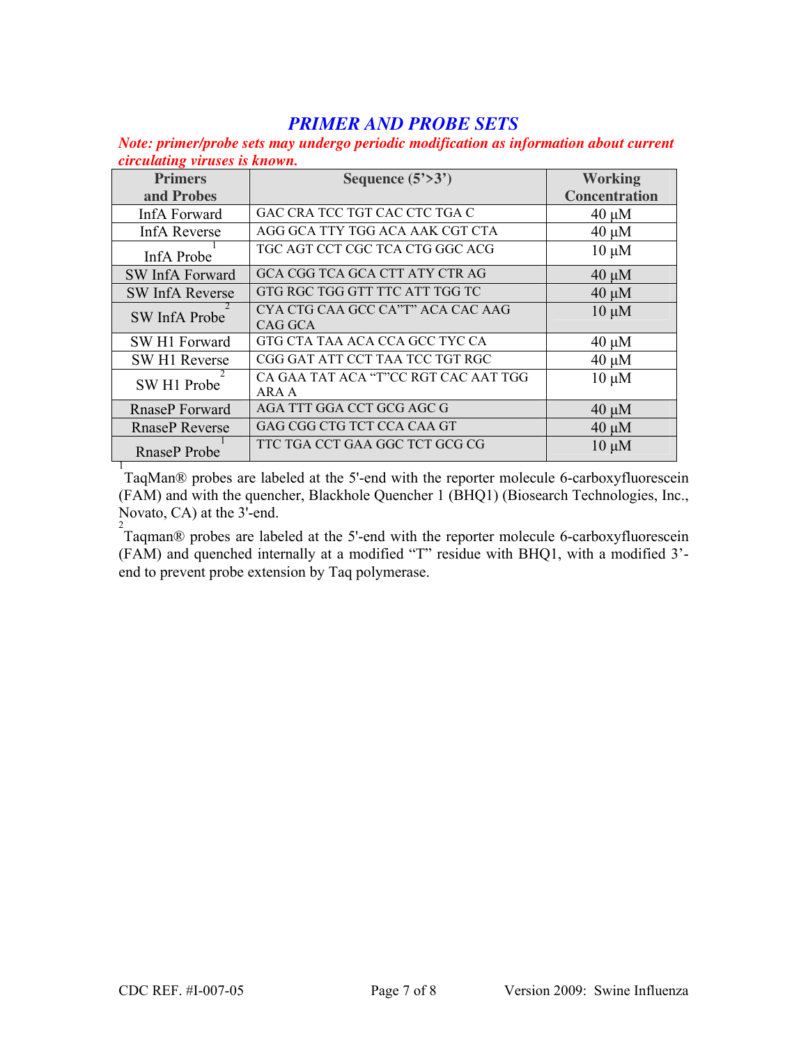## *PRIMER AND PROBE SETS*

***Note: primer/probe sets may undergo periodic modification as information about current circulating viruses is known.***

| Primers and Probes | Sequence (5'>3') | Working Concentration |
|---|---|---|
| InfA Forward | GAC CRA TCC TGT CAC CTC TGA C | 40 µM |
| InfA Reverse | AGG GCA TTY TGG ACA AAK CGT CTA | 40 µM |
| InfA Probe [1] | TGC AGT CCT CGC TCA CTG GGC ACG | 10 µM |
| SW InfA Forward | GCA CGG TCA GCA CTT ATY CTR AG | 40 µM |
| SW InfA Reverse | GTG RGC TGG GTT TTC ATT TGG TC | 40 µM |
| SW InfA Probe [2] | CYA CTG CAA GCC CA"T" ACA CAC AAG CAG GCA | 10 µM |
| SW H1 Forward | GTG CTA TAA ACA CCA GCC TYC CA | 40 µM |
| SW H1 Reverse | CGG GAT ATT CCT TAA TCC TGT RGC | 40 µM |
| SW H1 Probe [2] | CA GAA TAT ACA "T"CC RGT CAC AAT TGG ARA A | 10 µM |
| RnaseP Forward | AGA TTT GGA CCT GCG AGC G | 40 µM |
| RnaseP Reverse | GAG CGG CTG TCT CCA CAA GT | 40 µM |
| RnaseP Probe [1] | TTC TGA CCT GAA GGC TCT GCG CG | 10 µM |

[1] TaqMan® probes are labeled at the 5'-end with the reporter molecule 6-carboxyfluorescein (FAM) and with the quencher, Blackhole Quencher 1 (BHQ1) (Biosearch Technologies, Inc., Novato, CA) at the 3'-end.

[2] Taqman® probes are labeled at the 5'-end with the reporter molecule 6-carboxyfluorescein (FAM) and quenched internally at a modified "T" residue with BHQ1, with a modified 3'-end to prevent probe extension by Taq polymerase.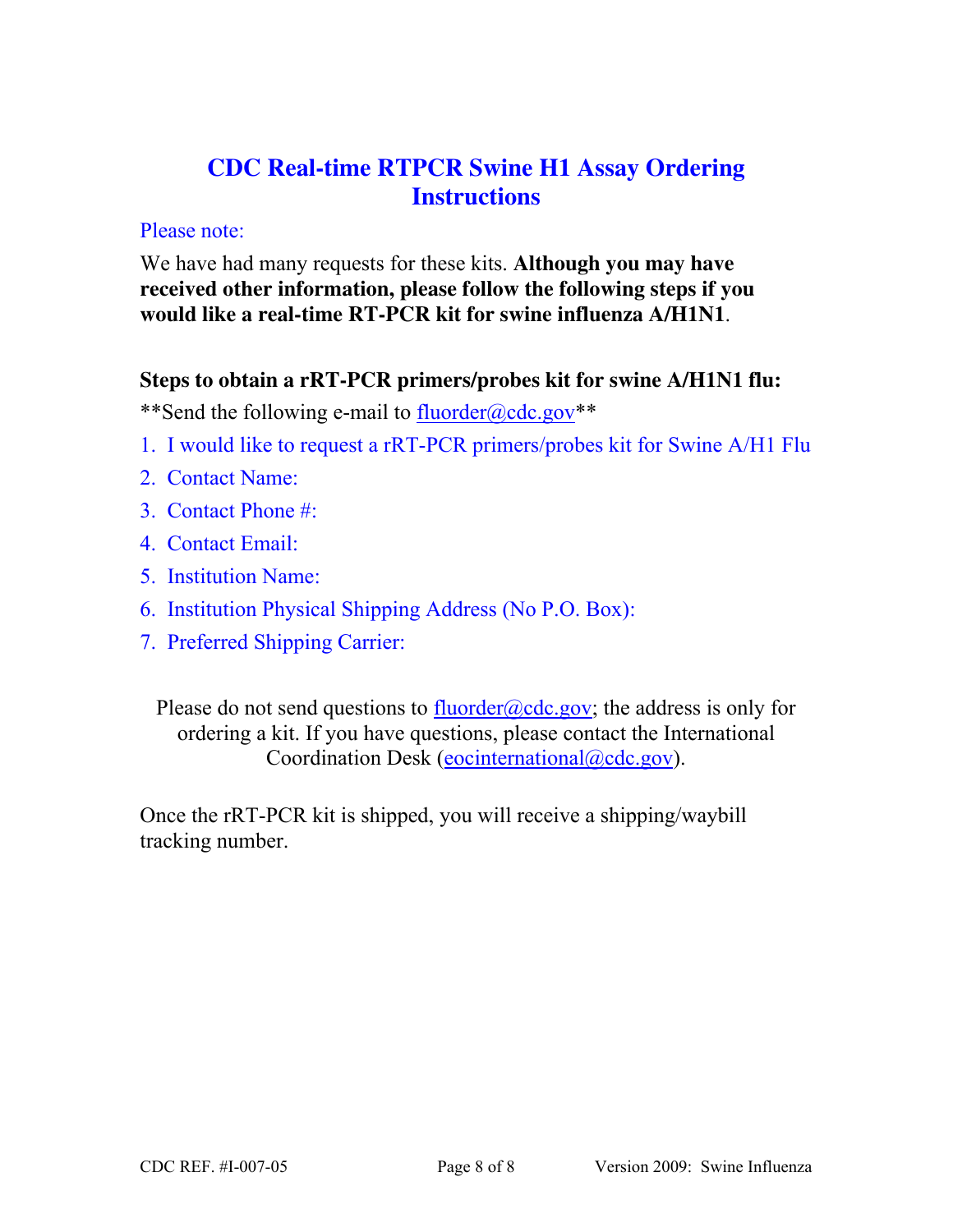# CDC Real-time RTPCR Swine H1 Assay Ordering Instructions

Please note:

We have had many requests for these kits. **Although you may have received other information, please follow the following steps if you would like a real-time RT-PCR kit for swine influenza A/H1N1**.

**Steps to obtain a rRT-PCR primers/probes kit for swine A/H1N1 flu:**

**Send the following e-mail to fluorder@cdc.gov**

1. I would like to request a rRT-PCR primers/probes kit for Swine A/H1 Flu
2. Contact Name:
3. Contact Phone #:
4. Contact Email:
5. Institution Name:
6. Institution Physical Shipping Address (No P.O. Box):
7. Preferred Shipping Carrier:

Please do not send questions to fluorder@cdc.gov; the address is only for ordering a kit. If you have questions, please contact the International Coordination Desk (eocinternational@cdc.gov).

Once the rRT-PCR kit is shipped, you will receive a shipping/waybill tracking number.